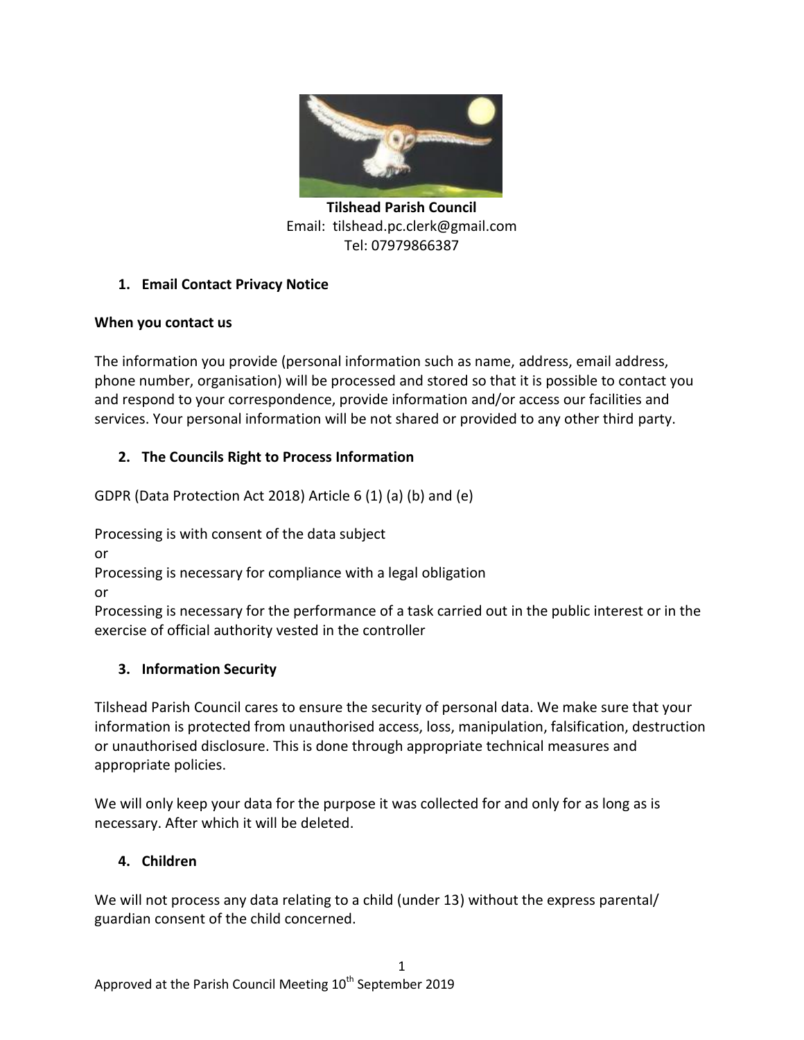**Tilshead Parish Council**
Email: tilshead.pc.clerk@gmail.com
Tel: 07979866387

## 1. Email Contact Privacy Notice

**When you contact us**

The information you provide (personal information such as name, address, email address, phone number, organisation) will be processed and stored so that it is possible to contact you and respond to your correspondence, provide information and/or access our facilities and services. Your personal information will be not shared or provided to any other third party.

## 2. The Councils Right to Process Information

GDPR (Data Protection Act 2018) Article 6 (1) (a) (b) and (e)

Processing is with consent of the data subject
or
Processing is necessary for compliance with a legal obligation
or
Processing is necessary for the performance of a task carried out in the public interest or in the exercise of official authority vested in the controller

## 3. Information Security

Tilshead Parish Council cares to ensure the security of personal data. We make sure that your information is protected from unauthorised access, loss, manipulation, falsification, destruction or unauthorised disclosure. This is done through appropriate technical measures and appropriate policies.

We will only keep your data for the purpose it was collected for and only for as long as is necessary. After which it will be deleted.

## 4. Children

We will not process any data relating to a child (under 13) without the express parental/ guardian consent of the child concerned.

Approved at the Parish Council Meeting 10th September 2019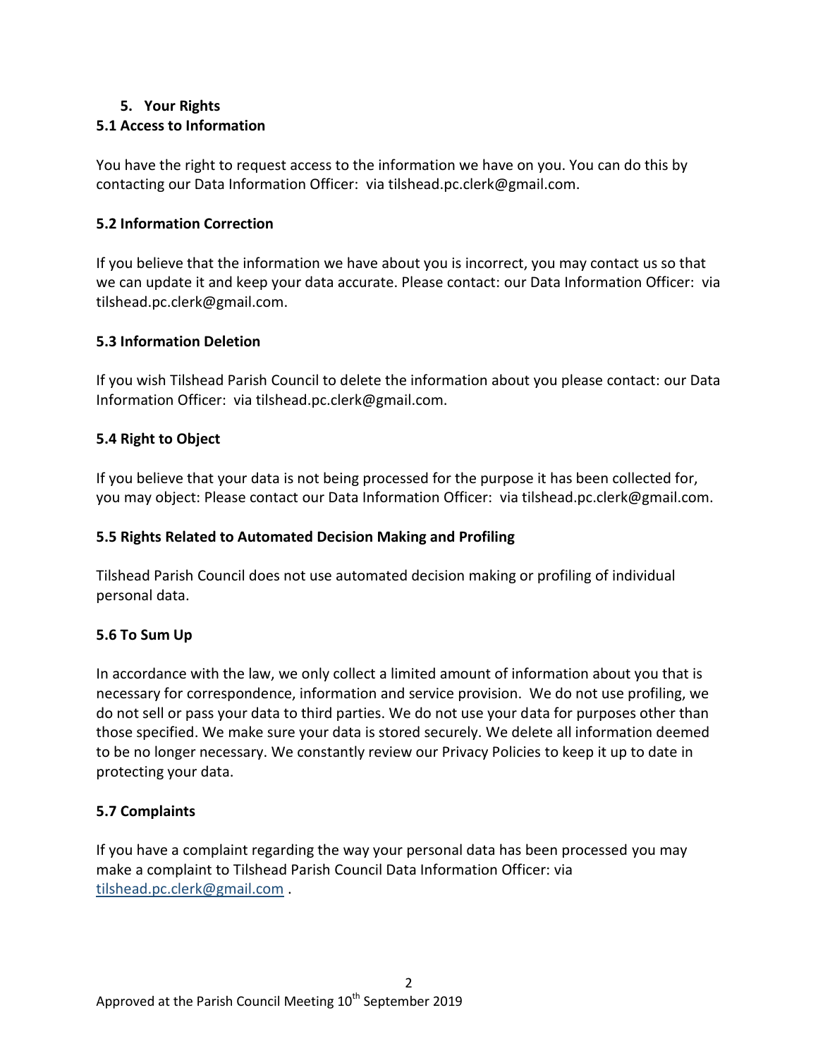## 5. Your Rights

### 5.1 Access to Information

You have the right to request access to the information we have on you. You can do this by contacting our Data Information Officer: via tilshead.pc.clerk@gmail.com.

### 5.2 Information Correction

If you believe that the information we have about you is incorrect, you may contact us so that we can update it and keep your data accurate. Please contact: our Data Information Officer: via tilshead.pc.clerk@gmail.com.

### 5.3 Information Deletion

If you wish Tilshead Parish Council to delete the information about you please contact: our Data Information Officer: via tilshead.pc.clerk@gmail.com.

### 5.4 Right to Object

If you believe that your data is not being processed for the purpose it has been collected for, you may object: Please contact our Data Information Officer: via tilshead.pc.clerk@gmail.com.

### 5.5 Rights Related to Automated Decision Making and Profiling

Tilshead Parish Council does not use automated decision making or profiling of individual personal data.

### 5.6 To Sum Up

In accordance with the law, we only collect a limited amount of information about you that is necessary for correspondence, information and service provision. We do not use profiling, we do not sell or pass your data to third parties. We do not use your data for purposes other than those specified. We make sure your data is stored securely. We delete all information deemed to be no longer necessary. We constantly review our Privacy Policies to keep it up to date in protecting your data.

### 5.7 Complaints

If you have a complaint regarding the way your personal data has been processed you may make a complaint to Tilshead Parish Council Data Information Officer: via tilshead.pc.clerk@gmail.com .

Approved at the Parish Council Meeting 10th September 2019